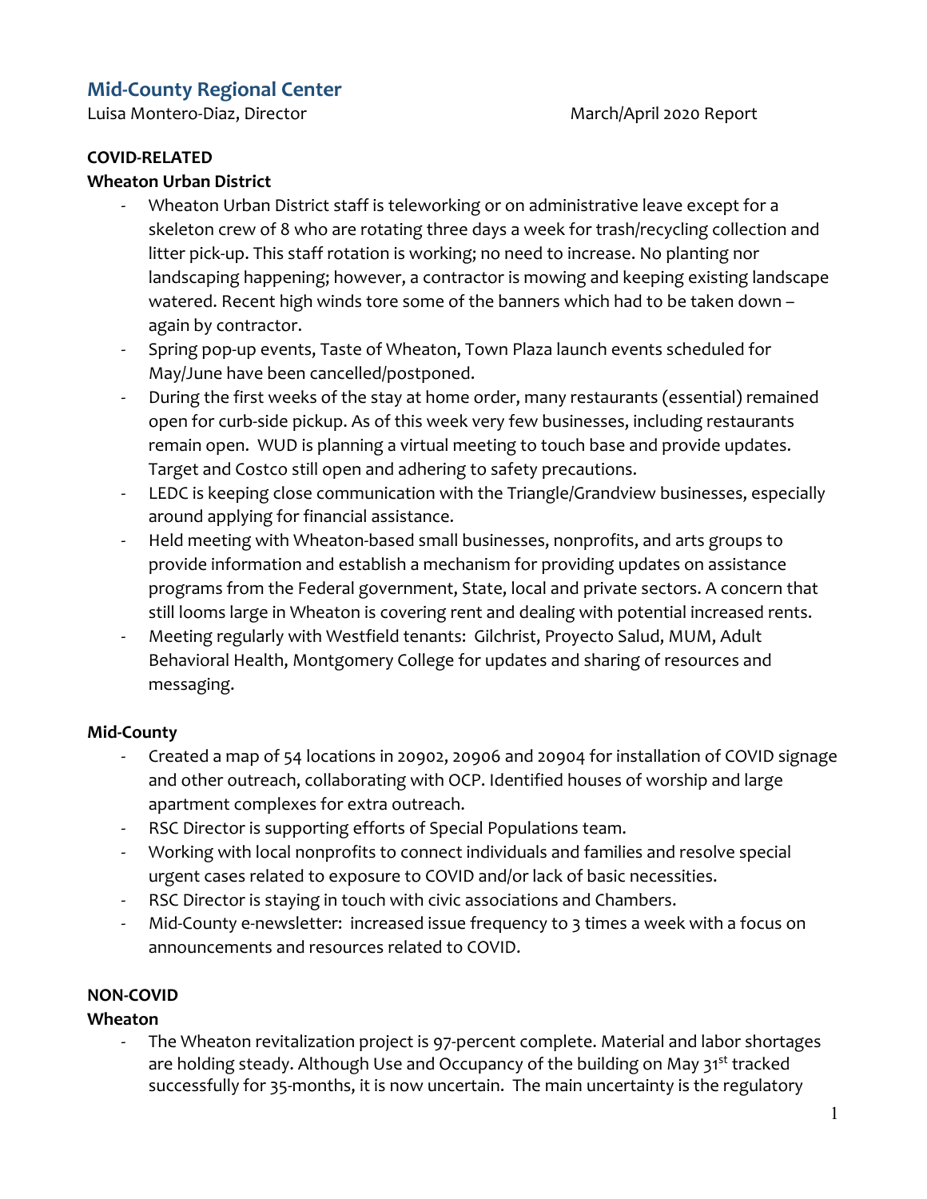## Mid-County Regional Center

Luisa Montero-Diaz, Director March/April 2020 Report

**COVID-RELATED**

**Wheaton Urban District**

- Wheaton Urban District staff is teleworking or on administrative leave except for a skeleton crew of 8 who are rotating three days a week for trash/recycling collection and litter pick-up. This staff rotation is working; no need to increase. No planting nor landscaping happening; however, a contractor is mowing and keeping existing landscape watered. Recent high winds tore some of the banners which had to be taken down – again by contractor.
- Spring pop-up events, Taste of Wheaton, Town Plaza launch events scheduled for May/June have been cancelled/postponed.
- During the first weeks of the stay at home order, many restaurants (essential) remained open for curb-side pickup. As of this week very few businesses, including restaurants remain open. WUD is planning a virtual meeting to touch base and provide updates. Target and Costco still open and adhering to safety precautions.
- LEDC is keeping close communication with the Triangle/Grandview businesses, especially around applying for financial assistance.
- Held meeting with Wheaton-based small businesses, nonprofits, and arts groups to provide information and establish a mechanism for providing updates on assistance programs from the Federal government, State, local and private sectors. A concern that still looms large in Wheaton is covering rent and dealing with potential increased rents.
- Meeting regularly with Westfield tenants: Gilchrist, Proyecto Salud, MUM, Adult Behavioral Health, Montgomery College for updates and sharing of resources and messaging.

**Mid-County**

- Created a map of 54 locations in 20902, 20906 and 20904 for installation of COVID signage and other outreach, collaborating with OCP. Identified houses of worship and large apartment complexes for extra outreach.
- RSC Director is supporting efforts of Special Populations team.
- Working with local nonprofits to connect individuals and families and resolve special urgent cases related to exposure to COVID and/or lack of basic necessities.
- RSC Director is staying in touch with civic associations and Chambers.
- Mid-County e-newsletter: increased issue frequency to 3 times a week with a focus on announcements and resources related to COVID.

**NON-COVID**

**Wheaton**

- The Wheaton revitalization project is 97-percent complete. Material and labor shortages are holding steady. Although Use and Occupancy of the building on May 31st tracked successfully for 35-months, it is now uncertain. The main uncertainty is the regulatory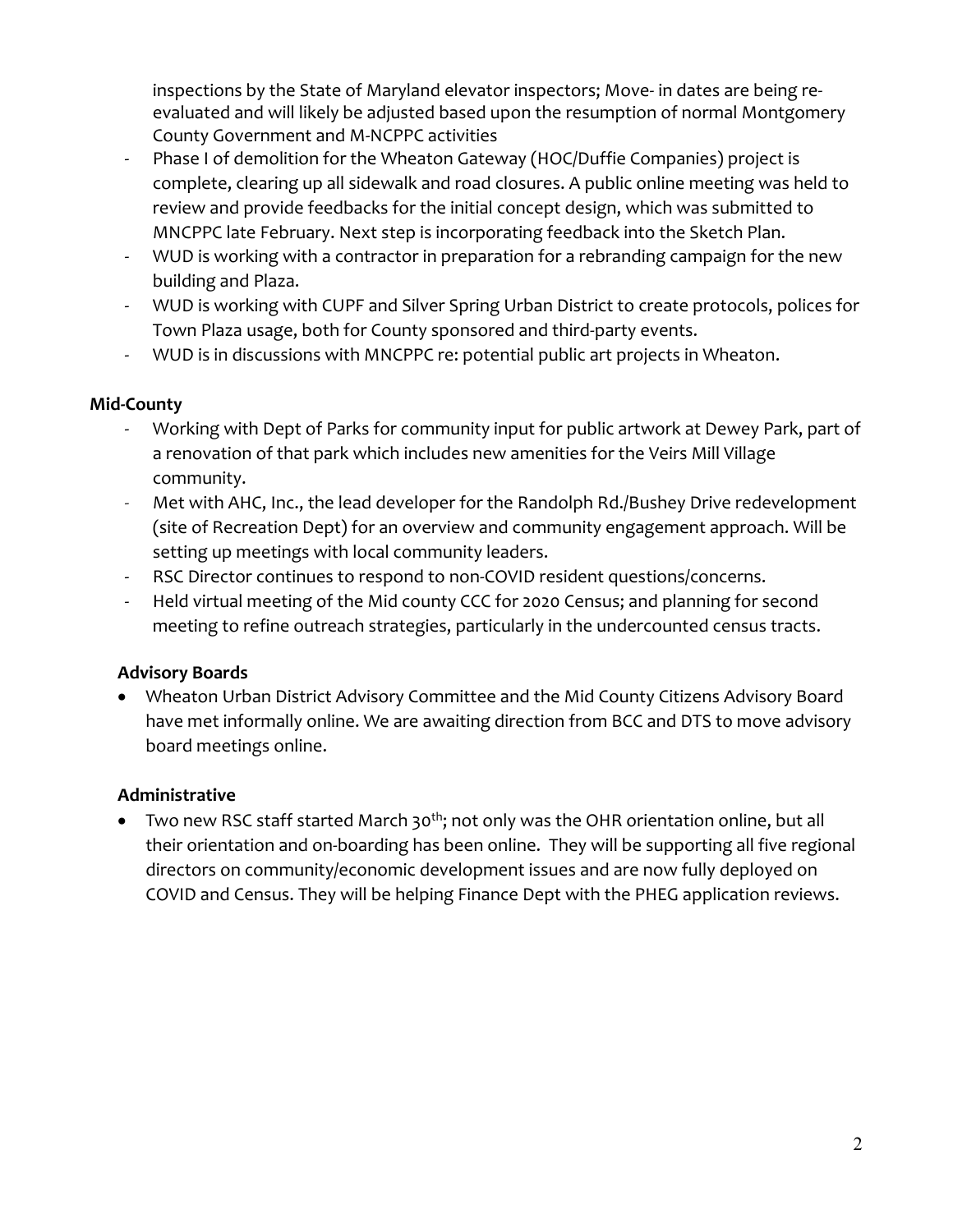inspections by the State of Maryland elevator inspectors; Move- in dates are being re-evaluated and will likely be adjusted based upon the resumption of normal Montgomery County Government and M-NCPPC activities

- Phase I of demolition for the Wheaton Gateway (HOC/Duffie Companies) project is complete, clearing up all sidewalk and road closures. A public online meeting was held to review and provide feedbacks for the initial concept design, which was submitted to MNCPPC late February. Next step is incorporating feedback into the Sketch Plan.
- WUD is working with a contractor in preparation for a rebranding campaign for the new building and Plaza.
- WUD is working with CUPF and Silver Spring Urban District to create protocols, polices for Town Plaza usage, both for County sponsored and third-party events.
- WUD is in discussions with MNCPPC re: potential public art projects in Wheaton.

**Mid-County**

- Working with Dept of Parks for community input for public artwork at Dewey Park, part of a renovation of that park which includes new amenities for the Veirs Mill Village community.
- Met with AHC, Inc., the lead developer for the Randolph Rd./Bushey Drive redevelopment (site of Recreation Dept) for an overview and community engagement approach. Will be setting up meetings with local community leaders.
- RSC Director continues to respond to non-COVID resident questions/concerns.
- Held virtual meeting of the Mid county CCC for 2020 Census; and planning for second meeting to refine outreach strategies, particularly in the undercounted census tracts.

**Advisory Boards**

- Wheaton Urban District Advisory Committee and the Mid County Citizens Advisory Board have met informally online. We are awaiting direction from BCC and DTS to move advisory board meetings online.

**Administrative**

- Two new RSC staff started March 30th; not only was the OHR orientation online, but all their orientation and on-boarding has been online. They will be supporting all five regional directors on community/economic development issues and are now fully deployed on COVID and Census. They will be helping Finance Dept with the PHEG application reviews.